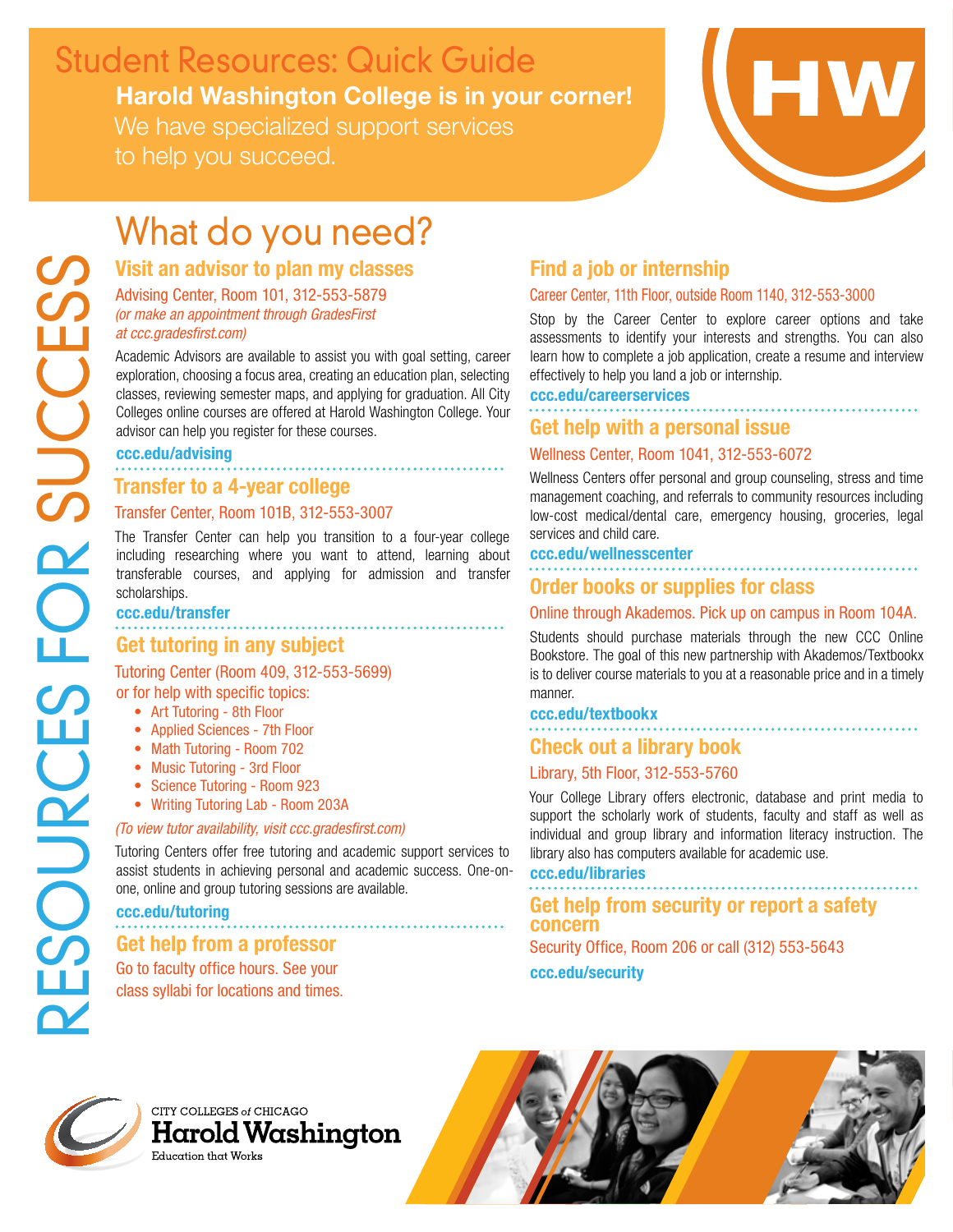# Student Resources: Quick Guide

**Harold Washington College is in your corner!**

We have specialized support services to help you succeed.

HW

RESOURCES FOR SUCCESS

## What do you need?

### Visit an advisor to plan my classes

Advising Center, Room 101, 312-553-5879
*(or make an appointment through GradesFirst at ccc.gradesfirst.com)*

Academic Advisors are available to assist you with goal setting, career exploration, choosing a focus area, creating an education plan, selecting classes, reviewing semester maps, and applying for graduation. All City Colleges online courses are offered at Harold Washington College. Your advisor can help you register for these courses.

**ccc.edu/advising**

### Transfer to a 4-year college

Transfer Center, Room 101B, 312-553-3007

The Transfer Center can help you transition to a four-year college including researching where you want to attend, learning about transferable courses, and applying for admission and transfer scholarships.

**ccc.edu/transfer**

### Get tutoring in any subject

Tutoring Center (Room 409, 312-553-5699)
or for help with specific topics:

- Art Tutoring - 8th Floor
- Applied Sciences - 7th Floor
- Math Tutoring - Room 702
- Music Tutoring - 3rd Floor
- Science Tutoring - Room 923
- Writing Tutoring Lab - Room 203A

*(To view tutor availability, visit ccc.gradesfirst.com)*

Tutoring Centers offer free tutoring and academic support services to assist students in achieving personal and academic success. One-on-one, online and group tutoring sessions are available.

**ccc.edu/tutoring**

### Get help from a professor

Go to faculty office hours. See your class syllabi for locations and times.

### Find a job or internship

Career Center, 11th Floor, outside Room 1140, 312-553-3000

Stop by the Career Center to explore career options and take assessments to identify your interests and strengths. You can also learn how to complete a job application, create a resume and interview effectively to help you land a job or internship.

**ccc.edu/careerservices**

### Get help with a personal issue

Wellness Center, Room 1041, 312-553-6072

Wellness Centers offer personal and group counseling, stress and time management coaching, and referrals to community resources including low-cost medical/dental care, emergency housing, groceries, legal services and child care.

**ccc.edu/wellnesscenter**

### Order books or supplies for class

Online through Akademos. Pick up on campus in Room 104A.

Students should purchase materials through the new CCC Online Bookstore. The goal of this new partnership with Akademos/Textbookx is to deliver course materials to you at a reasonable price and in a timely manner.

**ccc.edu/textbookx**

### Check out a library book

Library, 5th Floor, 312-553-5760

Your College Library offers electronic, database and print media to support the scholarly work of students, faculty and staff as well as individual and group library and information literacy instruction. The library also has computers available for academic use.

**ccc.edu/libraries**

### Get help from security or report a safety concern

Security Office, Room 206 or call (312) 553-5643

**ccc.edu/security**

CITY COLLEGES of CHICAGO
Harold Washington
Education that Works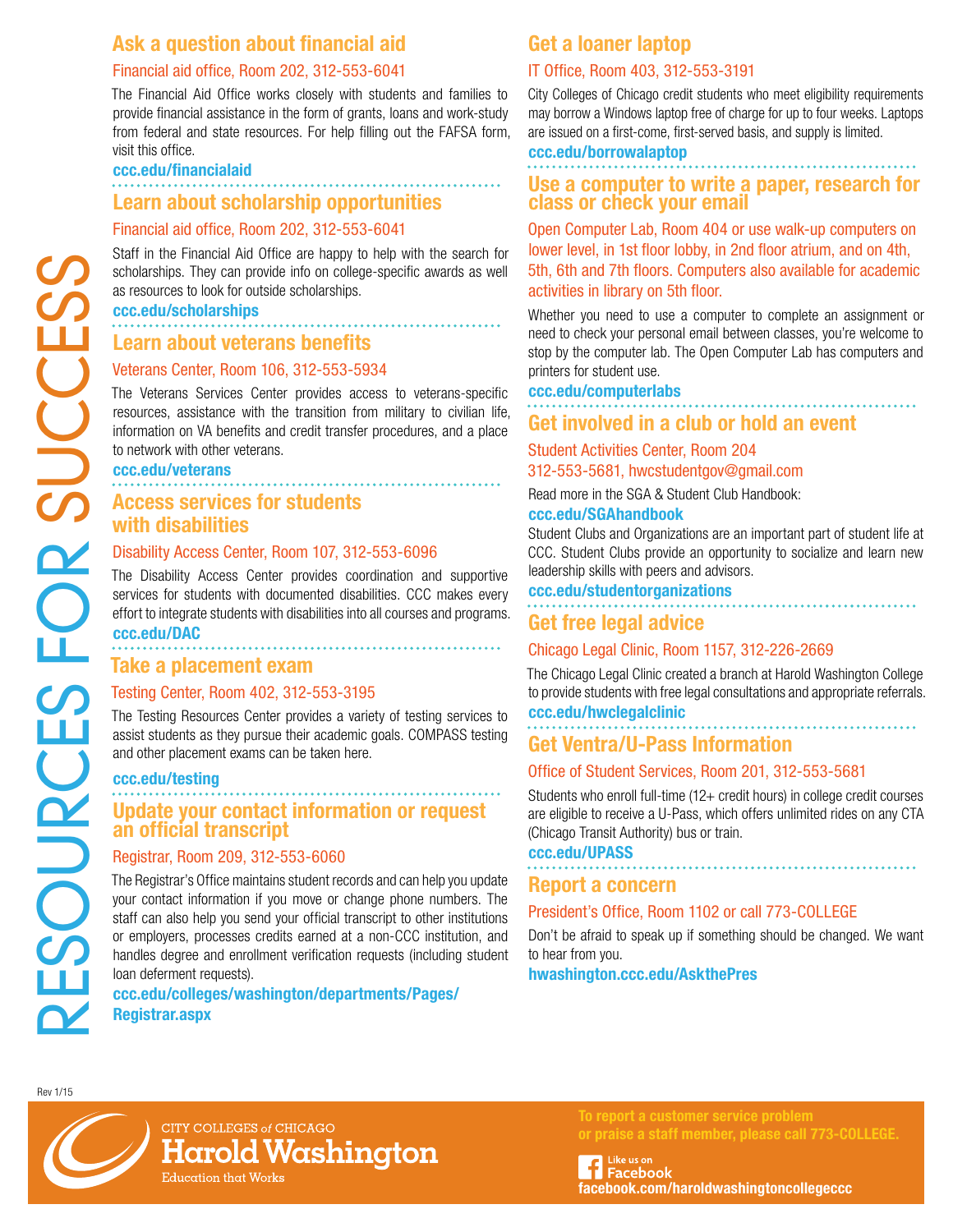# RESOURCES FOR SUCCESS

## Ask a question about financial aid

Financial aid office, Room 202, 312-553-6041

The Financial Aid Office works closely with students and families to provide financial assistance in the form of grants, loans and work-study from federal and state resources. For help filling out the FAFSA form, visit this office.

**ccc.edu/financialaid**

## Learn about scholarship opportunities

Financial aid office, Room 202, 312-553-6041

Staff in the Financial Aid Office are happy to help with the search for scholarships. They can provide info on college-specific awards as well as resources to look for outside scholarships.

**ccc.edu/scholarships**

## Learn about veterans benefits

Veterans Center, Room 106, 312-553-5934

The Veterans Services Center provides access to veterans-specific resources, assistance with the transition from military to civilian life, information on VA benefits and credit transfer procedures, and a place to network with other veterans.

**ccc.edu/veterans**

## Access services for students with disabilities

Disability Access Center, Room 107, 312-553-6096

The Disability Access Center provides coordination and supportive services for students with documented disabilities. CCC makes every effort to integrate students with disabilities into all courses and programs.

**ccc.edu/DAC**

## Take a placement exam

Testing Center, Room 402, 312-553-3195

The Testing Resources Center provides a variety of testing services to assist students as they pursue their academic goals. COMPASS testing and other placement exams can be taken here.

**ccc.edu/testing**

## Update your contact information or request an official transcript

Registrar, Room 209, 312-553-6060

The Registrar's Office maintains student records and can help you update your contact information if you move or change phone numbers. The staff can also help you send your official transcript to other institutions or employers, processes credits earned at a non-CCC institution, and handles degree and enrollment verification requests (including student loan deferment requests).

**ccc.edu/colleges/washington/departments/Pages/Registrar.aspx**

## Get a loaner laptop

IT Office, Room 403, 312-553-3191

City Colleges of Chicago credit students who meet eligibility requirements may borrow a Windows laptop free of charge for up to four weeks. Laptops are issued on a first-come, first-served basis, and supply is limited.

**ccc.edu/borrowalaptop**

## Use a computer to write a paper, research for class or check your email

Open Computer Lab, Room 404 or use walk-up computers on lower level, in 1st floor lobby, in 2nd floor atrium, and on 4th, 5th, 6th and 7th floors. Computers also available for academic activities in library on 5th floor.

Whether you need to use a computer to complete an assignment or need to check your personal email between classes, you're welcome to stop by the computer lab. The Open Computer Lab has computers and printers for student use.

**ccc.edu/computerlabs**

## Get involved in a club or hold an event

Student Activities Center, Room 204
312-553-5681, hwcstudentgov@gmail.com

Read more in the SGA & Student Club Handbook:

**ccc.edu/SGAhandbook**

Student Clubs and Organizations are an important part of student life at CCC. Student Clubs provide an opportunity to socialize and learn new leadership skills with peers and advisors.

**ccc.edu/studentorganizations**

## Get free legal advice

Chicago Legal Clinic, Room 1157, 312-226-2669

The Chicago Legal Clinic created a branch at Harold Washington College to provide students with free legal consultations and appropriate referrals.

**ccc.edu/hwclegalclinic**

## Get Ventra/U-Pass Information

Office of Student Services, Room 201, 312-553-5681

Students who enroll full-time (12+ credit hours) in college credit courses are eligible to receive a U-Pass, which offers unlimited rides on any CTA (Chicago Transit Authority) bus or train.

**ccc.edu/UPASS**

## Report a concern

President's Office, Room 1102 or call 773-COLLEGE

Don't be afraid to speak up if something should be changed. We want to hear from you.

**hwashington.ccc.edu/AskthePres**

Rev 1/15

CITY COLLEGES *of* CHICAGO
Harold Washington
Education that Works

**To report a customer service problem or praise a staff member, please call 773-COLLEGE.**

Like us on Facebook
**facebook.com/haroldwashingtoncollegeccc**